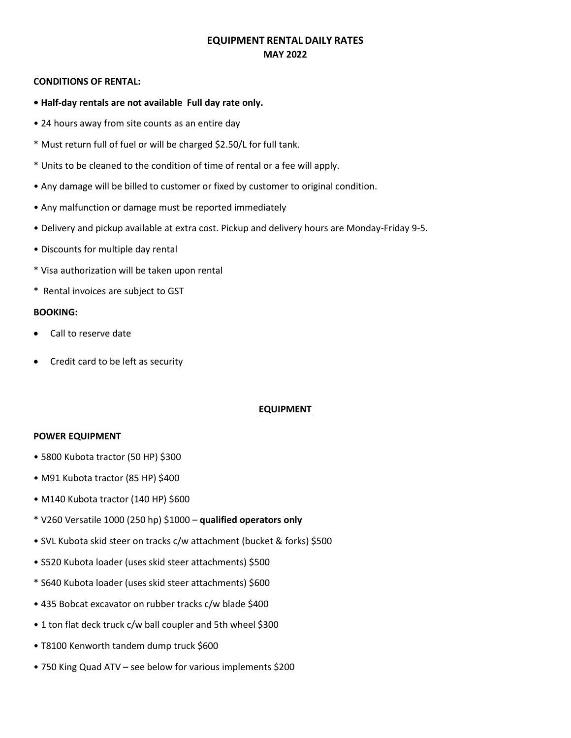# EQUIPMENT RENTAL DAILY RATES
## MAY 2022

**CONDITIONS OF RENTAL:**

- **Half-day rentals are not available  Full day rate only.**
- 24 hours away from site counts as an entire day
- * Must return full of fuel or will be charged $2.50/L for full tank.
- * Units to be cleaned to the condition of time of rental or a fee will apply.
- Any damage will be billed to customer or fixed by customer to original condition.
- Any malfunction or damage must be reported immediately
- Delivery and pickup available at extra cost. Pickup and delivery hours are Monday-Friday 9-5.
- Discounts for multiple day rental
- * Visa authorization will be taken upon rental
- *  Rental invoices are subject to GST

**BOOKING:**

- Call to reserve date
- Credit card to be left as security

## EQUIPMENT

**POWER EQUIPMENT**

- 5800 Kubota tractor (50 HP) $300
- M91 Kubota tractor (85 HP) $400
- M140 Kubota tractor (140 HP) $600
- * V260 Versatile 1000 (250 hp) $1000 – **qualified operators only**
- SVL Kubota skid steer on tracks c/w attachment (bucket & forks) $500
- S520 Kubota loader (uses skid steer attachments) $500
- * S640 Kubota loader (uses skid steer attachments) $600
- 435 Bobcat excavator on rubber tracks c/w blade $400
- 1 ton flat deck truck c/w ball coupler and 5th wheel $300
- T8100 Kenworth tandem dump truck $600
- 750 King Quad ATV – see below for various implements $200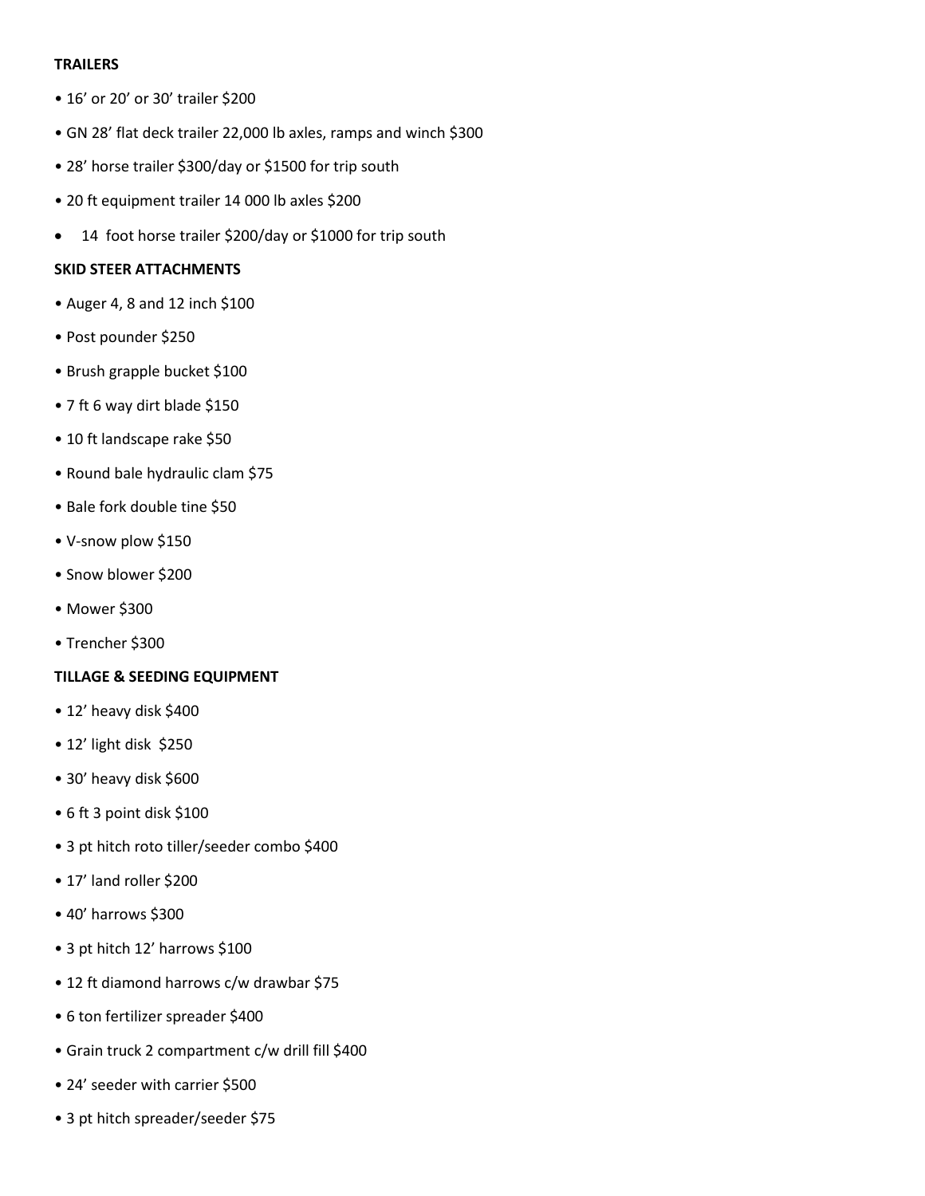**TRAILERS**

- 16' or 20' or 30' trailer $200
- GN 28' flat deck trailer 22,000 lb axles, ramps and winch $300
- 28' horse trailer $300/day or $1500 for trip south
- 20 ft equipment trailer 14 000 lb axles $200
- 14 foot horse trailer $200/day or $1000 for trip south

**SKID STEER ATTACHMENTS**

- Auger 4, 8 and 12 inch $100
- Post pounder $250
- Brush grapple bucket $100
- 7 ft 6 way dirt blade $150
- 10 ft landscape rake $50
- Round bale hydraulic clam $75
- Bale fork double tine $50
- V-snow plow $150
- Snow blower $200
- Mower $300
- Trencher $300

**TILLAGE & SEEDING EQUIPMENT**

- 12' heavy disk $400
- 12' light disk $250
- 30' heavy disk $600
- 6 ft 3 point disk $100
- 3 pt hitch roto tiller/seeder combo $400
- 17' land roller $200
- 40' harrows $300
- 3 pt hitch 12' harrows $100
- 12 ft diamond harrows c/w drawbar $75
- 6 ton fertilizer spreader $400
- Grain truck 2 compartment c/w drill fill $400
- 24' seeder with carrier $500
- 3 pt hitch spreader/seeder $75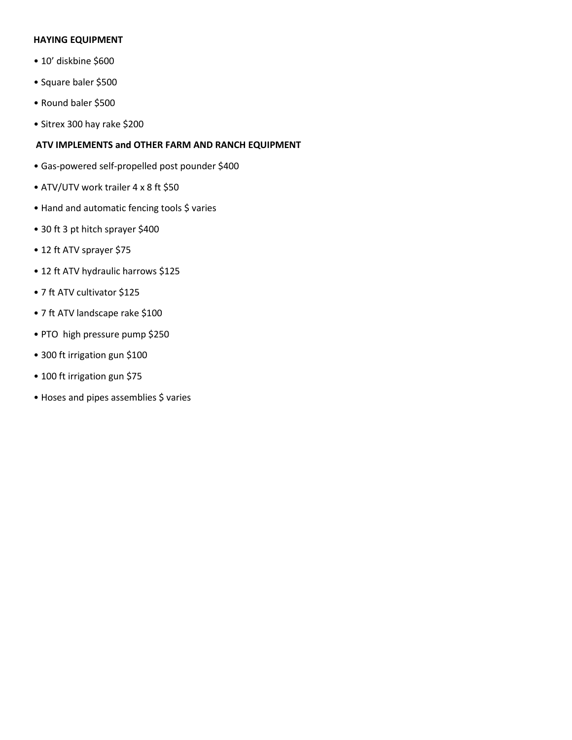**HAYING EQUIPMENT**

- 10' diskbine $600
- Square baler $500
- Round baler $500
- Sitrex 300 hay rake $200

**ATV IMPLEMENTS and OTHER FARM AND RANCH EQUIPMENT**

- Gas-powered self-propelled post pounder $400
- ATV/UTV work trailer 4 x 8 ft $50
- Hand and automatic fencing tools $ varies
- 30 ft 3 pt hitch sprayer $400
- 12 ft ATV sprayer $75
- 12 ft ATV hydraulic harrows $125
- 7 ft ATV cultivator $125
- 7 ft ATV landscape rake $100
- PTO high pressure pump $250
- 300 ft irrigation gun $100
- 100 ft irrigation gun $75
- Hoses and pipes assemblies $ varies